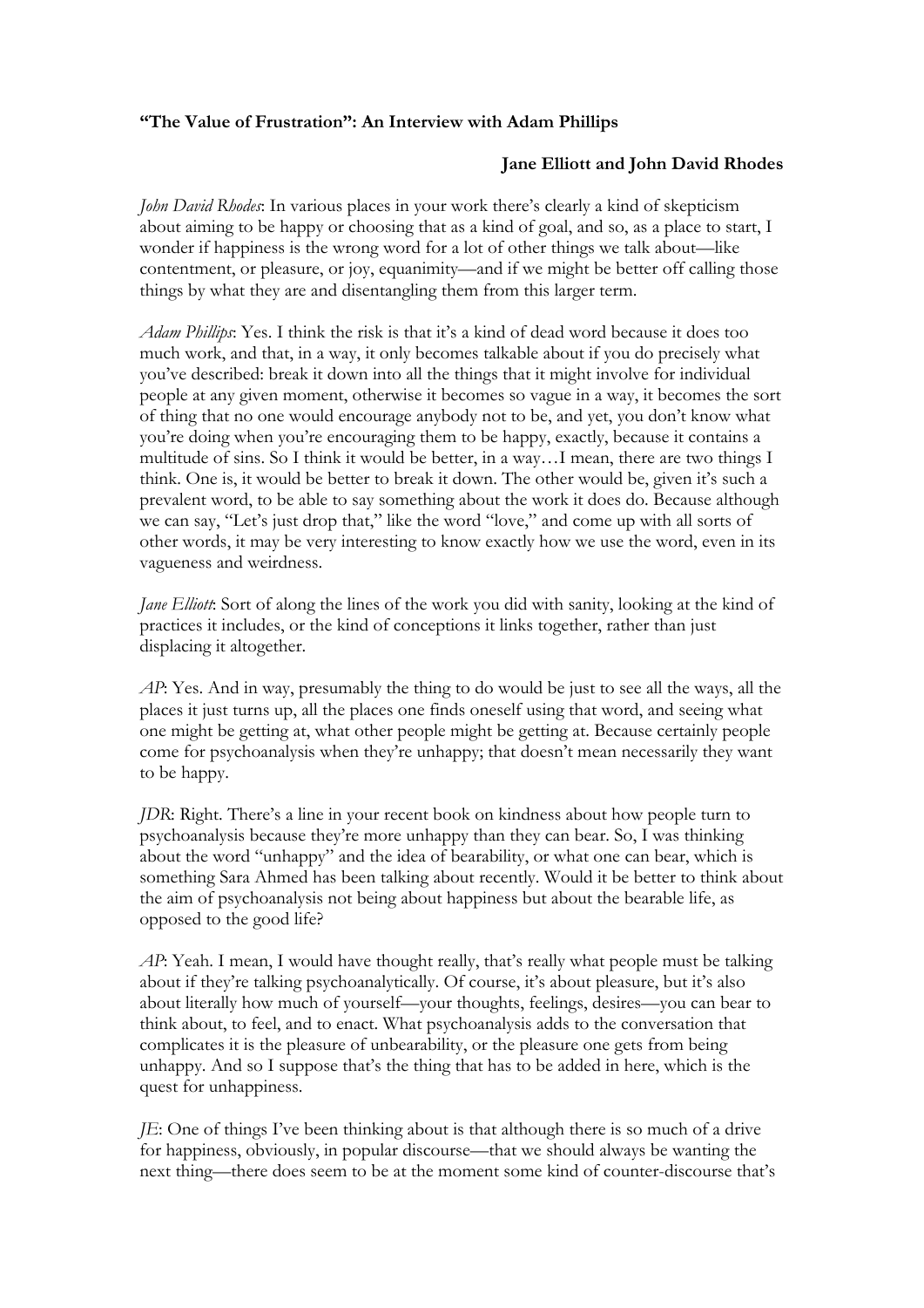**"The Value of Frustration": An Interview with Adam Phillips**

**Jane Elliott and John David Rhodes**

*John David Rhodes*: In various places in your work there's clearly a kind of skepticism about aiming to be happy or choosing that as a kind of goal, and so, as a place to start, I wonder if happiness is the wrong word for a lot of other things we talk about—like contentment, or pleasure, or joy, equanimity—and if we might be better off calling those things by what they are and disentangling them from this larger term.

*Adam Phillips*: Yes. I think the risk is that it's a kind of dead word because it does too much work, and that, in a way, it only becomes talkable about if you do precisely what you've described: break it down into all the things that it might involve for individual people at any given moment, otherwise it becomes so vague in a way, it becomes the sort of thing that no one would encourage anybody not to be, and yet, you don't know what you're doing when you're encouraging them to be happy, exactly, because it contains a multitude of sins. So I think it would be better, in a way…I mean, there are two things I think. One is, it would be better to break it down. The other would be, given it's such a prevalent word, to be able to say something about the work it does do. Because although we can say, "Let's just drop that," like the word "love," and come up with all sorts of other words, it may be very interesting to know exactly how we use the word, even in its vagueness and weirdness.

*Jane Elliott*: Sort of along the lines of the work you did with sanity, looking at the kind of practices it includes, or the kind of conceptions it links together, rather than just displacing it altogether.

*AP*: Yes. And in way, presumably the thing to do would be just to see all the ways, all the places it just turns up, all the places one finds oneself using that word, and seeing what one might be getting at, what other people might be getting at. Because certainly people come for psychoanalysis when they're unhappy; that doesn't mean necessarily they want to be happy.

*JDR*: Right. There's a line in your recent book on kindness about how people turn to psychoanalysis because they're more unhappy than they can bear. So, I was thinking about the word "unhappy" and the idea of bearability, or what one can bear, which is something Sara Ahmed has been talking about recently. Would it be better to think about the aim of psychoanalysis not being about happiness but about the bearable life, as opposed to the good life?

*AP*: Yeah. I mean, I would have thought really, that's really what people must be talking about if they're talking psychoanalytically. Of course, it's about pleasure, but it's also about literally how much of yourself—your thoughts, feelings, desires—you can bear to think about, to feel, and to enact. What psychoanalysis adds to the conversation that complicates it is the pleasure of unbearability, or the pleasure one gets from being unhappy. And so I suppose that's the thing that has to be added in here, which is the quest for unhappiness.

*JE*: One of things I've been thinking about is that although there is so much of a drive for happiness, obviously, in popular discourse—that we should always be wanting the next thing—there does seem to be at the moment some kind of counter-discourse that's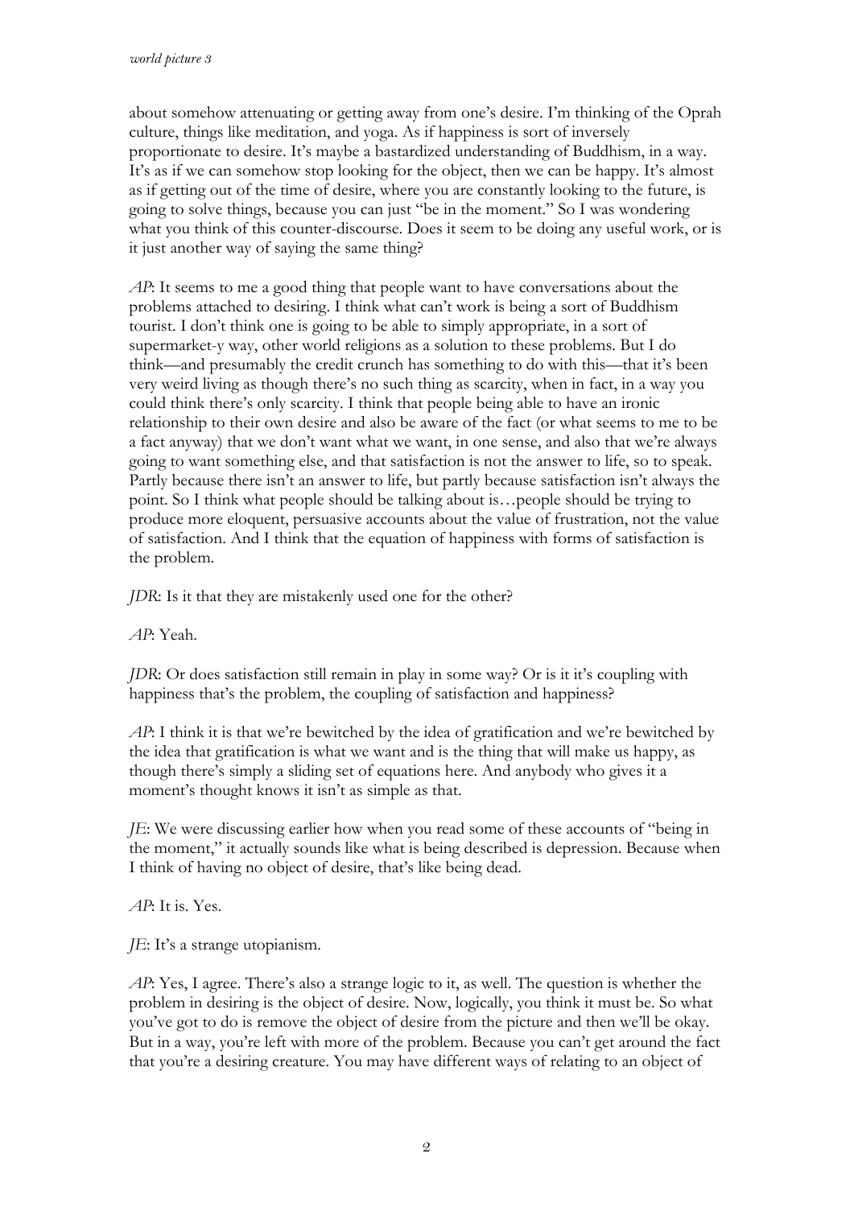about somehow attenuating or getting away from one's desire. I'm thinking of the Oprah culture, things like meditation, and yoga. As if happiness is sort of inversely proportionate to desire. It's maybe a bastardized understanding of Buddhism, in a way. It's as if we can somehow stop looking for the object, then we can be happy. It's almost as if getting out of the time of desire, where you are constantly looking to the future, is going to solve things, because you can just "be in the moment." So I was wondering what you think of this counter-discourse. Does it seem to be doing any useful work, or is it just another way of saying the same thing?

*AP*: It seems to me a good thing that people want to have conversations about the problems attached to desiring. I think what can't work is being a sort of Buddhism tourist. I don't think one is going to be able to simply appropriate, in a sort of supermarket-y way, other world religions as a solution to these problems. But I do think—and presumably the credit crunch has something to do with this—that it's been very weird living as though there's no such thing as scarcity, when in fact, in a way you could think there's only scarcity. I think that people being able to have an ironic relationship to their own desire and also be aware of the fact (or what seems to me to be a fact anyway) that we don't want what we want, in one sense, and also that we're always going to want something else, and that satisfaction is not the answer to life, so to speak. Partly because there isn't an answer to life, but partly because satisfaction isn't always the point. So I think what people should be talking about is…people should be trying to produce more eloquent, persuasive accounts about the value of frustration, not the value of satisfaction. And I think that the equation of happiness with forms of satisfaction is the problem.

*JDR*: Is it that they are mistakenly used one for the other?

*AP*: Yeah.

*JDR*: Or does satisfaction still remain in play in some way? Or is it it's coupling with happiness that's the problem, the coupling of satisfaction and happiness?

*AP*: I think it is that we're bewitched by the idea of gratification and we're bewitched by the idea that gratification is what we want and is the thing that will make us happy, as though there's simply a sliding set of equations here. And anybody who gives it a moment's thought knows it isn't as simple as that.

*JE*: We were discussing earlier how when you read some of these accounts of "being in the moment," it actually sounds like what is being described is depression. Because when I think of having no object of desire, that's like being dead.

*AP*: It is. Yes.

*JE*: It's a strange utopianism.

*AP*: Yes, I agree. There's also a strange logic to it, as well. The question is whether the problem in desiring is the object of desire. Now, logically, you think it must be. So what you've got to do is remove the object of desire from the picture and then we'll be okay. But in a way, you're left with more of the problem. Because you can't get around the fact that you're a desiring creature. You may have different ways of relating to an object of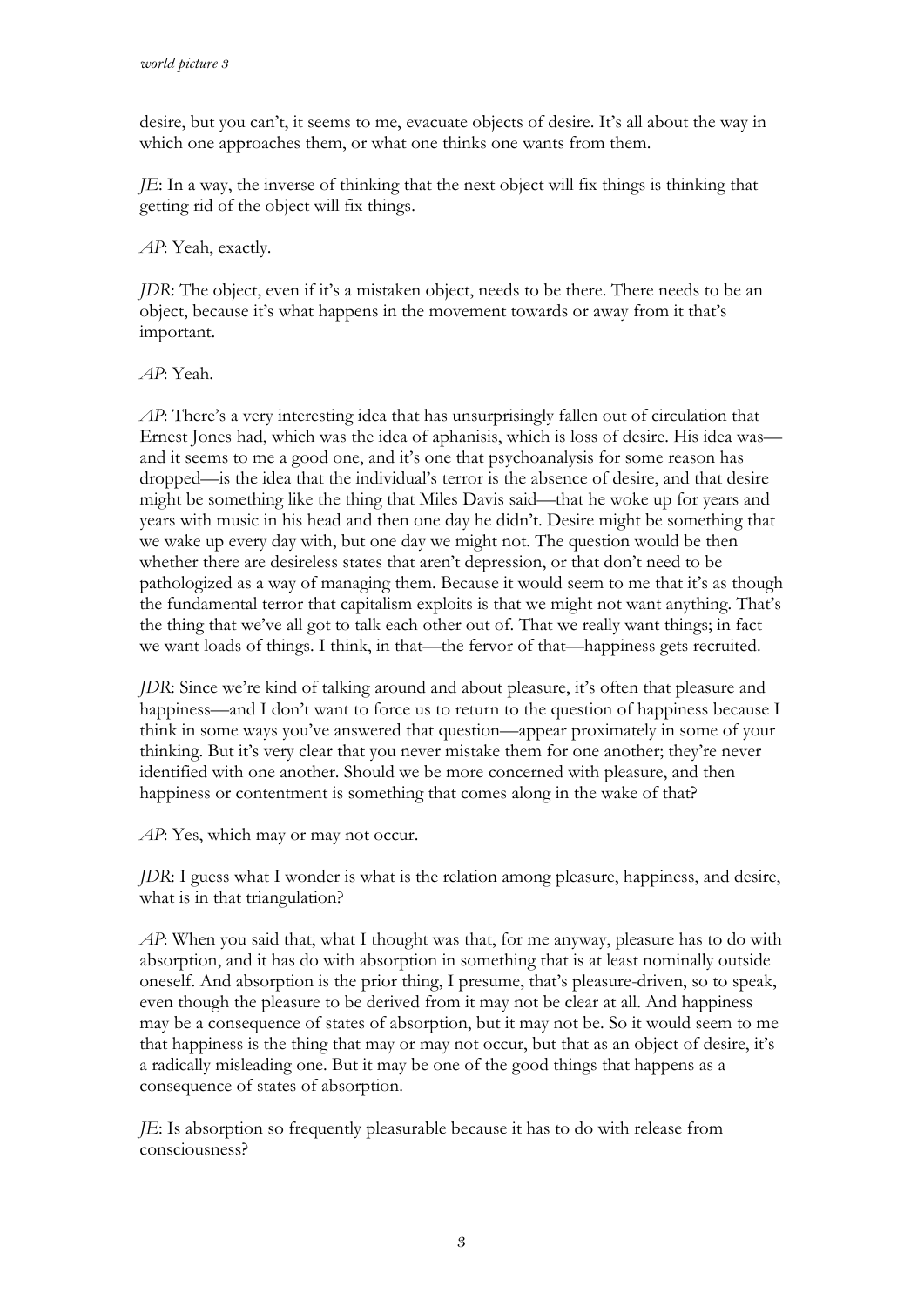desire, but you can't, it seems to me, evacuate objects of desire. It's all about the way in which one approaches them, or what one thinks one wants from them.

*JE*: In a way, the inverse of thinking that the next object will fix things is thinking that getting rid of the object will fix things.

*AP*: Yeah, exactly.

*JDR*: The object, even if it's a mistaken object, needs to be there. There needs to be an object, because it's what happens in the movement towards or away from it that's important.

*AP*: Yeah.

*AP*: There's a very interesting idea that has unsurprisingly fallen out of circulation that Ernest Jones had, which was the idea of aphanisis, which is loss of desire. His idea was—and it seems to me a good one, and it's one that psychoanalysis for some reason has dropped—is the idea that the individual's terror is the absence of desire, and that desire might be something like the thing that Miles Davis said—that he woke up for years and years with music in his head and then one day he didn't. Desire might be something that we wake up every day with, but one day we might not. The question would be then whether there are desireless states that aren't depression, or that don't need to be pathologized as a way of managing them. Because it would seem to me that it's as though the fundamental terror that capitalism exploits is that we might not want anything. That's the thing that we've all got to talk each other out of. That we really want things; in fact we want loads of things. I think, in that—the fervor of that—happiness gets recruited.

*JDR*: Since we're kind of talking around and about pleasure, it's often that pleasure and happiness—and I don't want to force us to return to the question of happiness because I think in some ways you've answered that question—appear proximately in some of your thinking. But it's very clear that you never mistake them for one another; they're never identified with one another. Should we be more concerned with pleasure, and then happiness or contentment is something that comes along in the wake of that?

*AP*: Yes, which may or may not occur.

*JDR*: I guess what I wonder is what is the relation among pleasure, happiness, and desire, what is in that triangulation?

*AP*: When you said that, what I thought was that, for me anyway, pleasure has to do with absorption, and it has do with absorption in something that is at least nominally outside oneself. And absorption is the prior thing, I presume, that's pleasure-driven, so to speak, even though the pleasure to be derived from it may not be clear at all. And happiness may be a consequence of states of absorption, but it may not be. So it would seem to me that happiness is the thing that may or may not occur, but that as an object of desire, it's a radically misleading one. But it may be one of the good things that happens as a consequence of states of absorption.

*JE*: Is absorption so frequently pleasurable because it has to do with release from consciousness?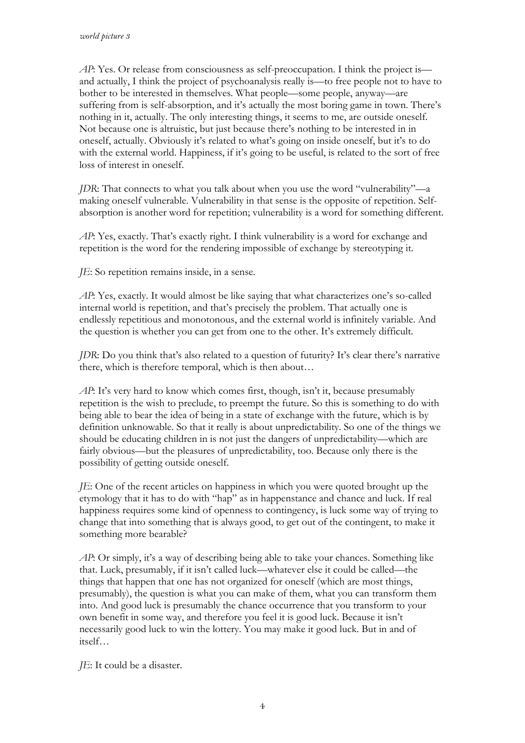*AP*: Yes. Or release from consciousness as self-preoccupation. I think the project is—and actually, I think the project of psychoanalysis really is—to free people not to have to bother to be interested in themselves. What people—some people, anyway—are suffering from is self-absorption, and it's actually the most boring game in town. There's nothing in it, actually. The only interesting things, it seems to me, are outside oneself. Not because one is altruistic, but just because there's nothing to be interested in in oneself, actually. Obviously it's related to what's going on inside oneself, but it's to do with the external world. Happiness, if it's going to be useful, is related to the sort of free loss of interest in oneself.

*JDR*: That connects to what you talk about when you use the word "vulnerability"—a making oneself vulnerable. Vulnerability in that sense is the opposite of repetition. Self-absorption is another word for repetition; vulnerability is a word for something different.

*AP*: Yes, exactly. That's exactly right. I think vulnerability is a word for exchange and repetition is the word for the rendering impossible of exchange by stereotyping it.

*JE*: So repetition remains inside, in a sense.

*AP*: Yes, exactly. It would almost be like saying that what characterizes one's so-called internal world is repetition, and that's precisely the problem. That actually one is endlessly repetitious and monotonous, and the external world is infinitely variable. And the question is whether you can get from one to the other. It's extremely difficult.

*JDR*: Do you think that's also related to a question of futurity? It's clear there's narrative there, which is therefore temporal, which is then about…

*AP*: It's very hard to know which comes first, though, isn't it, because presumably repetition is the wish to preclude, to preempt the future. So this is something to do with being able to bear the idea of being in a state of exchange with the future, which is by definition unknowable. So that it really is about unpredictability. So one of the things we should be educating children in is not just the dangers of unpredictability—which are fairly obvious—but the pleasures of unpredictability, too. Because only there is the possibility of getting outside oneself.

*JE*: One of the recent articles on happiness in which you were quoted brought up the etymology that it has to do with "hap" as in happenstance and chance and luck. If real happiness requires some kind of openness to contingency, is luck some way of trying to change that into something that is always good, to get out of the contingent, to make it something more bearable?

*AP*: Or simply, it's a way of describing being able to take your chances. Something like that. Luck, presumably, if it isn't called luck—whatever else it could be called—the things that happen that one has not organized for oneself (which are most things, presumably), the question is what you can make of them, what you can transform them into. And good luck is presumably the chance occurrence that you transform to your own benefit in some way, and therefore you feel it is good luck. Because it isn't necessarily good luck to win the lottery. You may make it good luck. But in and of itself…

*JE*: It could be a disaster.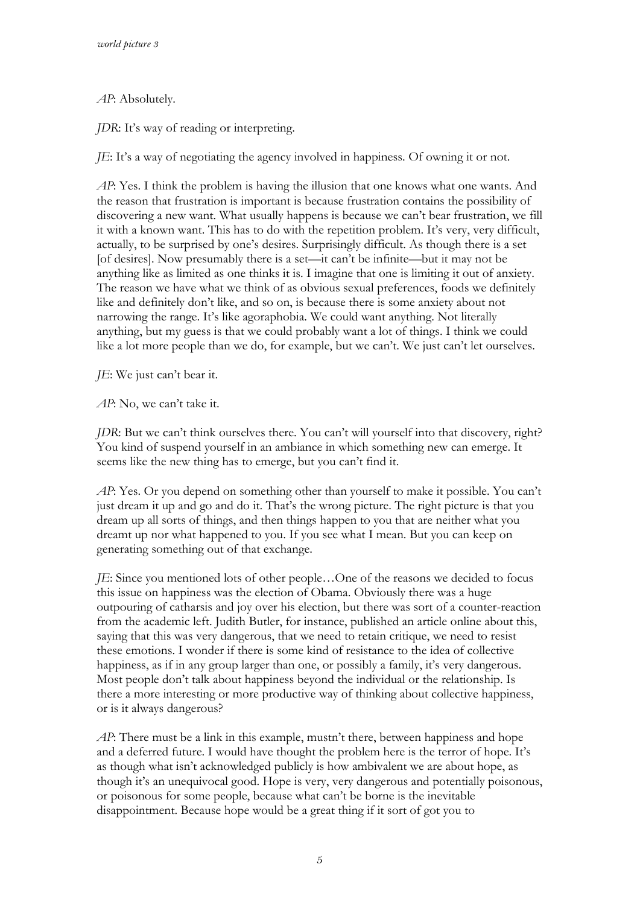*AP*: Absolutely.

*JDR*: It's way of reading or interpreting.

*JE*: It's a way of negotiating the agency involved in happiness. Of owning it or not.

*AP*: Yes. I think the problem is having the illusion that one knows what one wants. And the reason that frustration is important is because frustration contains the possibility of discovering a new want. What usually happens is because we can't bear frustration, we fill it with a known want. This has to do with the repetition problem. It's very, very difficult, actually, to be surprised by one's desires. Surprisingly difficult. As though there is a set [of desires]. Now presumably there is a set—it can't be infinite—but it may not be anything like as limited as one thinks it is. I imagine that one is limiting it out of anxiety. The reason we have what we think of as obvious sexual preferences, foods we definitely like and definitely don't like, and so on, is because there is some anxiety about not narrowing the range. It's like agoraphobia. We could want anything. Not literally anything, but my guess is that we could probably want a lot of things. I think we could like a lot more people than we do, for example, but we can't. We just can't let ourselves.

*JE*: We just can't bear it.

*AP*: No, we can't take it.

*JDR*: But we can't think ourselves there. You can't will yourself into that discovery, right? You kind of suspend yourself in an ambiance in which something new can emerge. It seems like the new thing has to emerge, but you can't find it.

*AP*: Yes. Or you depend on something other than yourself to make it possible. You can't just dream it up and go and do it. That's the wrong picture. The right picture is that you dream up all sorts of things, and then things happen to you that are neither what you dreamt up nor what happened to you. If you see what I mean. But you can keep on generating something out of that exchange.

*JE*: Since you mentioned lots of other people…One of the reasons we decided to focus this issue on happiness was the election of Obama. Obviously there was a huge outpouring of catharsis and joy over his election, but there was sort of a counter-reaction from the academic left. Judith Butler, for instance, published an article online about this, saying that this was very dangerous, that we need to retain critique, we need to resist these emotions. I wonder if there is some kind of resistance to the idea of collective happiness, as if in any group larger than one, or possibly a family, it's very dangerous. Most people don't talk about happiness beyond the individual or the relationship. Is there a more interesting or more productive way of thinking about collective happiness, or is it always dangerous?

*AP*: There must be a link in this example, mustn't there, between happiness and hope and a deferred future. I would have thought the problem here is the terror of hope. It's as though what isn't acknowledged publicly is how ambivalent we are about hope, as though it's an unequivocal good. Hope is very, very dangerous and potentially poisonous, or poisonous for some people, because what can't be borne is the inevitable disappointment. Because hope would be a great thing if it sort of got you to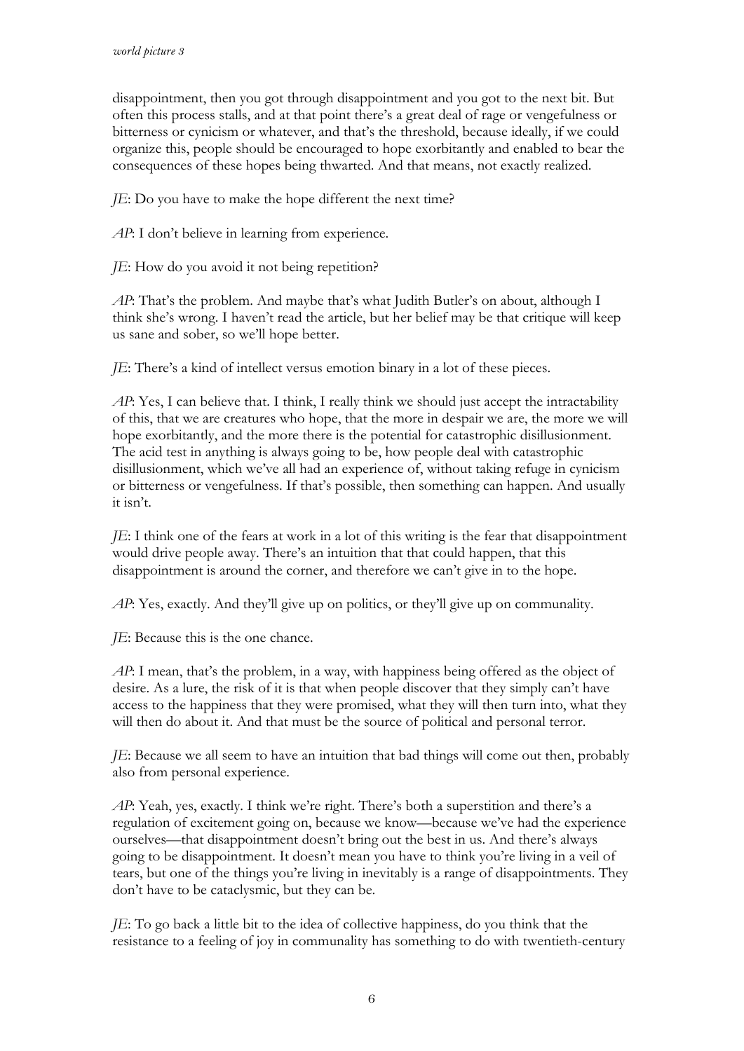disappointment, then you got through disappointment and you got to the next bit. But often this process stalls, and at that point there's a great deal of rage or vengefulness or bitterness or cynicism or whatever, and that's the threshold, because ideally, if we could organize this, people should be encouraged to hope exorbitantly and enabled to bear the consequences of these hopes being thwarted. And that means, not exactly realized.

*JE*: Do you have to make the hope different the next time?

*AP*: I don't believe in learning from experience.

*JE*: How do you avoid it not being repetition?

*AP*: That's the problem. And maybe that's what Judith Butler's on about, although I think she's wrong. I haven't read the article, but her belief may be that critique will keep us sane and sober, so we'll hope better.

*JE*: There's a kind of intellect versus emotion binary in a lot of these pieces.

*AP*: Yes, I can believe that. I think, I really think we should just accept the intractability of this, that we are creatures who hope, that the more in despair we are, the more we will hope exorbitantly, and the more there is the potential for catastrophic disillusionment. The acid test in anything is always going to be, how people deal with catastrophic disillusionment, which we've all had an experience of, without taking refuge in cynicism or bitterness or vengefulness. If that's possible, then something can happen. And usually it isn't.

*JE*: I think one of the fears at work in a lot of this writing is the fear that disappointment would drive people away. There's an intuition that that could happen, that this disappointment is around the corner, and therefore we can't give in to the hope.

*AP*: Yes, exactly. And they'll give up on politics, or they'll give up on communality.

*JE*: Because this is the one chance.

*AP*: I mean, that's the problem, in a way, with happiness being offered as the object of desire. As a lure, the risk of it is that when people discover that they simply can't have access to the happiness that they were promised, what they will then turn into, what they will then do about it. And that must be the source of political and personal terror.

*JE*: Because we all seem to have an intuition that bad things will come out then, probably also from personal experience.

*AP*: Yeah, yes, exactly. I think we're right. There's both a superstition and there's a regulation of excitement going on, because we know—because we've had the experience ourselves—that disappointment doesn't bring out the best in us. And there's always going to be disappointment. It doesn't mean you have to think you're living in a veil of tears, but one of the things you're living in inevitably is a range of disappointments. They don't have to be cataclysmic, but they can be.

*JE*: To go back a little bit to the idea of collective happiness, do you think that the resistance to a feeling of joy in communality has something to do with twentieth-century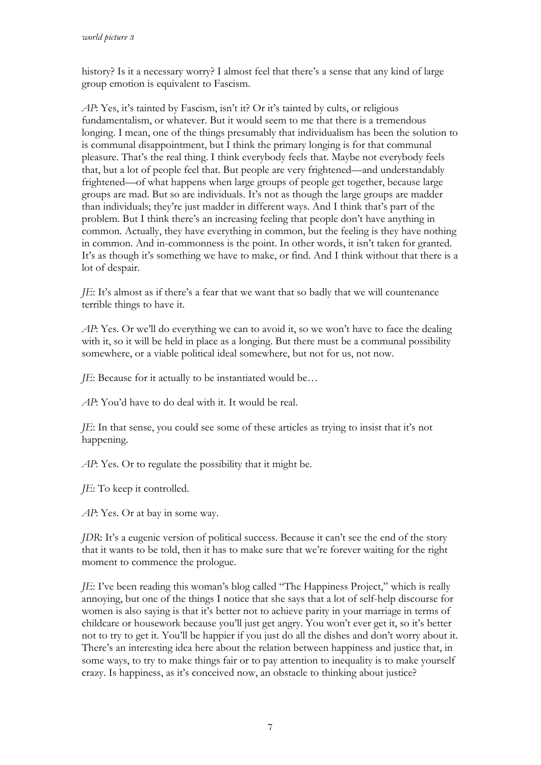history? Is it a necessary worry? I almost feel that there's a sense that any kind of large group emotion is equivalent to Fascism.

*AP*: Yes, it's tainted by Fascism, isn't it? Or it's tainted by cults, or religious fundamentalism, or whatever. But it would seem to me that there is a tremendous longing. I mean, one of the things presumably that individualism has been the solution to is communal disappointment, but I think the primary longing is for that communal pleasure. That's the real thing. I think everybody feels that. Maybe not everybody feels that, but a lot of people feel that. But people are very frightened—and understandably frightened—of what happens when large groups of people get together, because large groups are mad. But so are individuals. It's not as though the large groups are madder than individuals; they're just madder in different ways. And I think that's part of the problem. But I think there's an increasing feeling that people don't have anything in common. Actually, they have everything in common, but the feeling is they have nothing in common. And in-commonness is the point. In other words, it isn't taken for granted. It's as though it's something we have to make, or find. And I think without that there is a lot of despair.

*JE*: It's almost as if there's a fear that we want that so badly that we will countenance terrible things to have it.

*AP*: Yes. Or we'll do everything we can to avoid it, so we won't have to face the dealing with it, so it will be held in place as a longing. But there must be a communal possibility somewhere, or a viable political ideal somewhere, but not for us, not now.

*JE*: Because for it actually to be instantiated would be…

*AP*: You'd have to do deal with it. It would be real.

*JE*: In that sense, you could see some of these articles as trying to insist that it's not happening.

*AP*: Yes. Or to regulate the possibility that it might be.

*JE*: To keep it controlled.

*AP*: Yes. Or at bay in some way.

*JDR*: It's a eugenic version of political success. Because it can't see the end of the story that it wants to be told, then it has to make sure that we're forever waiting for the right moment to commence the prologue.

*JE*: I've been reading this woman's blog called "The Happiness Project," which is really annoying, but one of the things I notice that she says that a lot of self-help discourse for women is also saying is that it's better not to achieve parity in your marriage in terms of childcare or housework because you'll just get angry. You won't ever get it, so it's better not to try to get it. You'll be happier if you just do all the dishes and don't worry about it. There's an interesting idea here about the relation between happiness and justice that, in some ways, to try to make things fair or to pay attention to inequality is to make yourself crazy. Is happiness, as it's conceived now, an obstacle to thinking about justice?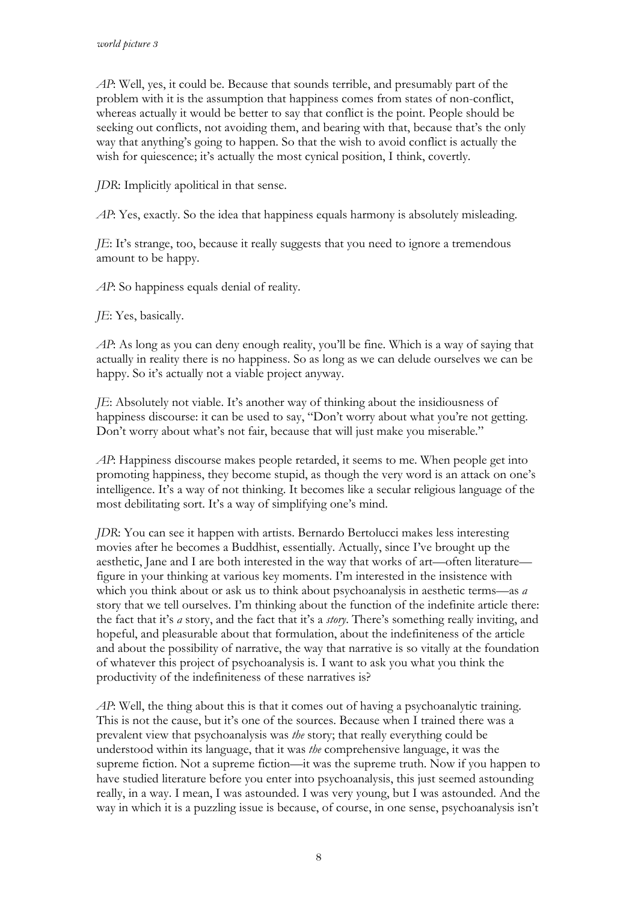*AP*: Well, yes, it could be. Because that sounds terrible, and presumably part of the problem with it is the assumption that happiness comes from states of non-conflict, whereas actually it would be better to say that conflict is the point. People should be seeking out conflicts, not avoiding them, and bearing with that, because that's the only way that anything's going to happen. So that the wish to avoid conflict is actually the wish for quiescence; it's actually the most cynical position, I think, covertly.

*JDR*: Implicitly apolitical in that sense.

*AP*: Yes, exactly. So the idea that happiness equals harmony is absolutely misleading.

*JE*: It's strange, too, because it really suggests that you need to ignore a tremendous amount to be happy.

*AP*: So happiness equals denial of reality.

*JE*: Yes, basically.

*AP*: As long as you can deny enough reality, you'll be fine. Which is a way of saying that actually in reality there is no happiness. So as long as we can delude ourselves we can be happy. So it's actually not a viable project anyway.

*JE*: Absolutely not viable. It's another way of thinking about the insidiousness of happiness discourse: it can be used to say, "Don't worry about what you're not getting. Don't worry about what's not fair, because that will just make you miserable."

*AP*: Happiness discourse makes people retarded, it seems to me. When people get into promoting happiness, they become stupid, as though the very word is an attack on one's intelligence. It's a way of not thinking. It becomes like a secular religious language of the most debilitating sort. It's a way of simplifying one's mind.

*JDR*: You can see it happen with artists. Bernardo Bertolucci makes less interesting movies after he becomes a Buddhist, essentially. Actually, since I've brought up the aesthetic, Jane and I are both interested in the way that works of art—often literature—figure in your thinking at various key moments. I'm interested in the insistence with which you think about or ask us to think about psychoanalysis in aesthetic terms—as *a* story that we tell ourselves. I'm thinking about the function of the indefinite article there: the fact that it's *a* story, and the fact that it's a *story*. There's something really inviting, and hopeful, and pleasurable about that formulation, about the indefiniteness of the article and about the possibility of narrative, the way that narrative is so vitally at the foundation of whatever this project of psychoanalysis is. I want to ask you what you think the productivity of the indefiniteness of these narratives is?

*AP*: Well, the thing about this is that it comes out of having a psychoanalytic training. This is not the cause, but it's one of the sources. Because when I trained there was a prevalent view that psychoanalysis was *the* story; that really everything could be understood within its language, that it was *the* comprehensive language, it was the supreme fiction. Not a supreme fiction—it was the supreme truth. Now if you happen to have studied literature before you enter into psychoanalysis, this just seemed astounding really, in a way. I mean, I was astounded. I was very young, but I was astounded. And the way in which it is a puzzling issue is because, of course, in one sense, psychoanalysis isn't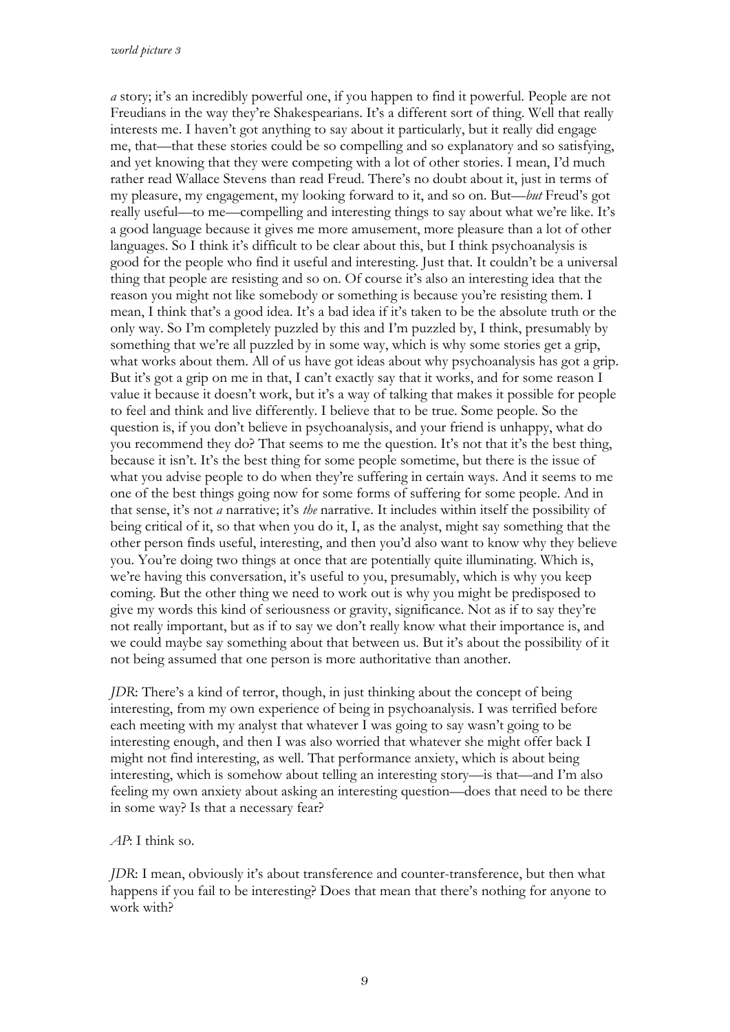*a* story; it's an incredibly powerful one, if you happen to find it powerful. People are not Freudians in the way they're Shakespearians. It's a different sort of thing. Well that really interests me. I haven't got anything to say about it particularly, but it really did engage me, that—that these stories could be so compelling and so explanatory and so satisfying, and yet knowing that they were competing with a lot of other stories. I mean, I'd much rather read Wallace Stevens than read Freud. There's no doubt about it, just in terms of my pleasure, my engagement, my looking forward to it, and so on. But—*but* Freud's got really useful—to me—compelling and interesting things to say about what we're like. It's a good language because it gives me more amusement, more pleasure than a lot of other languages. So I think it's difficult to be clear about this, but I think psychoanalysis is good for the people who find it useful and interesting. Just that. It couldn't be a universal thing that people are resisting and so on. Of course it's also an interesting idea that the reason you might not like somebody or something is because you're resisting them. I mean, I think that's a good idea. It's a bad idea if it's taken to be the absolute truth or the only way. So I'm completely puzzled by this and I'm puzzled by, I think, presumably by something that we're all puzzled by in some way, which is why some stories get a grip, what works about them. All of us have got ideas about why psychoanalysis has got a grip. But it's got a grip on me in that, I can't exactly say that it works, and for some reason I value it because it doesn't work, but it's a way of talking that makes it possible for people to feel and think and live differently. I believe that to be true. Some people. So the question is, if you don't believe in psychoanalysis, and your friend is unhappy, what do you recommend they do? That seems to me the question. It's not that it's the best thing, because it isn't. It's the best thing for some people sometime, but there is the issue of what you advise people to do when they're suffering in certain ways. And it seems to me one of the best things going now for some forms of suffering for some people. And in that sense, it's not *a* narrative; it's *the* narrative. It includes within itself the possibility of being critical of it, so that when you do it, I, as the analyst, might say something that the other person finds useful, interesting, and then you'd also want to know why they believe you. You're doing two things at once that are potentially quite illuminating. Which is, we're having this conversation, it's useful to you, presumably, which is why you keep coming. But the other thing we need to work out is why you might be predisposed to give my words this kind of seriousness or gravity, significance. Not as if to say they're not really important, but as if to say we don't really know what their importance is, and we could maybe say something about that between us. But it's about the possibility of it not being assumed that one person is more authoritative than another.

*JDR*: There's a kind of terror, though, in just thinking about the concept of being interesting, from my own experience of being in psychoanalysis. I was terrified before each meeting with my analyst that whatever I was going to say wasn't going to be interesting enough, and then I was also worried that whatever she might offer back I might not find interesting, as well. That performance anxiety, which is about being interesting, which is somehow about telling an interesting story—is that—and I'm also feeling my own anxiety about asking an interesting question—does that need to be there in some way? Is that a necessary fear?

*AP*: I think so.

*JDR*: I mean, obviously it's about transference and counter-transference, but then what happens if you fail to be interesting? Does that mean that there's nothing for anyone to work with?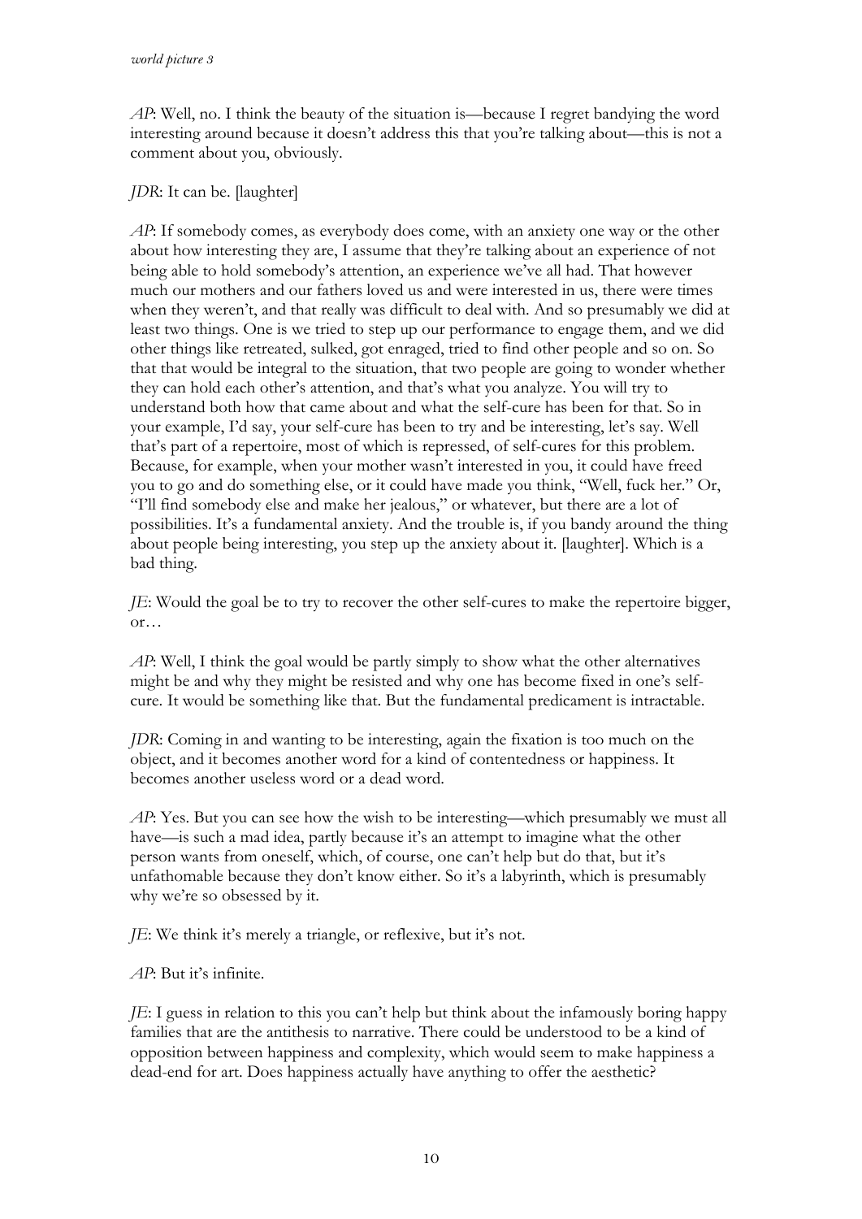*AP*: Well, no. I think the beauty of the situation is—because I regret bandying the word interesting around because it doesn't address this that you're talking about—this is not a comment about you, obviously.

*JDR*: It can be. [laughter]

*AP*: If somebody comes, as everybody does come, with an anxiety one way or the other about how interesting they are, I assume that they're talking about an experience of not being able to hold somebody's attention, an experience we've all had. That however much our mothers and our fathers loved us and were interested in us, there were times when they weren't, and that really was difficult to deal with. And so presumably we did at least two things. One is we tried to step up our performance to engage them, and we did other things like retreated, sulked, got enraged, tried to find other people and so on. So that that would be integral to the situation, that two people are going to wonder whether they can hold each other's attention, and that's what you analyze. You will try to understand both how that came about and what the self-cure has been for that. So in your example, I'd say, your self-cure has been to try and be interesting, let's say. Well that's part of a repertoire, most of which is repressed, of self-cures for this problem. Because, for example, when your mother wasn't interested in you, it could have freed you to go and do something else, or it could have made you think, "Well, fuck her." Or, "I'll find somebody else and make her jealous," or whatever, but there are a lot of possibilities. It's a fundamental anxiety. And the trouble is, if you bandy around the thing about people being interesting, you step up the anxiety about it. [laughter]. Which is a bad thing.

*JE*: Would the goal be to try to recover the other self-cures to make the repertoire bigger, or…

*AP*: Well, I think the goal would be partly simply to show what the other alternatives might be and why they might be resisted and why one has become fixed in one's self-cure. It would be something like that. But the fundamental predicament is intractable.

*JDR*: Coming in and wanting to be interesting, again the fixation is too much on the object, and it becomes another word for a kind of contentedness or happiness. It becomes another useless word or a dead word.

*AP*: Yes. But you can see how the wish to be interesting—which presumably we must all have—is such a mad idea, partly because it's an attempt to imagine what the other person wants from oneself, which, of course, one can't help but do that, but it's unfathomable because they don't know either. So it's a labyrinth, which is presumably why we're so obsessed by it.

*JE*: We think it's merely a triangle, or reflexive, but it's not.

*AP*: But it's infinite.

*JE*: I guess in relation to this you can't help but think about the infamously boring happy families that are the antithesis to narrative. There could be understood to be a kind of opposition between happiness and complexity, which would seem to make happiness a dead-end for art. Does happiness actually have anything to offer the aesthetic?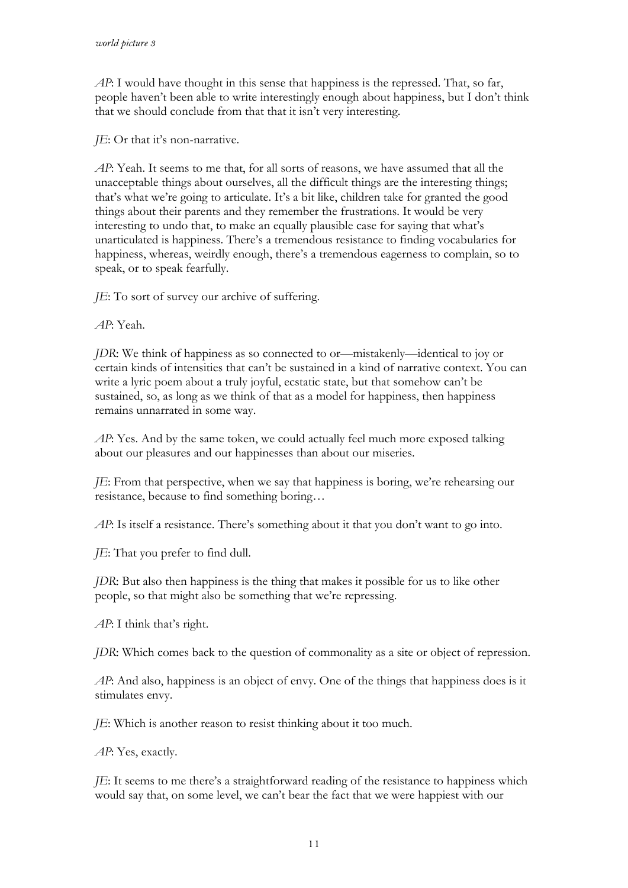*AP*: I would have thought in this sense that happiness is the repressed. That, so far, people haven't been able to write interestingly enough about happiness, but I don't think that we should conclude from that that it isn't very interesting.

*JE*: Or that it's non-narrative.

*AP*: Yeah. It seems to me that, for all sorts of reasons, we have assumed that all the unacceptable things about ourselves, all the difficult things are the interesting things; that's what we're going to articulate. It's a bit like, children take for granted the good things about their parents and they remember the frustrations. It would be very interesting to undo that, to make an equally plausible case for saying that what's unarticulated is happiness. There's a tremendous resistance to finding vocabularies for happiness, whereas, weirdly enough, there's a tremendous eagerness to complain, so to speak, or to speak fearfully.

*JE*: To sort of survey our archive of suffering.

*AP*: Yeah.

*JDR*: We think of happiness as so connected to or—mistakenly—identical to joy or certain kinds of intensities that can't be sustained in a kind of narrative context. You can write a lyric poem about a truly joyful, ecstatic state, but that somehow can't be sustained, so, as long as we think of that as a model for happiness, then happiness remains unnarrated in some way.

*AP*: Yes. And by the same token, we could actually feel much more exposed talking about our pleasures and our happinesses than about our miseries.

*JE*: From that perspective, when we say that happiness is boring, we're rehearsing our resistance, because to find something boring…

*AP*: Is itself a resistance. There's something about it that you don't want to go into.

*JE*: That you prefer to find dull.

*JDR*: But also then happiness is the thing that makes it possible for us to like other people, so that might also be something that we're repressing.

*AP*: I think that's right.

*JDR*: Which comes back to the question of commonality as a site or object of repression.

*AP*: And also, happiness is an object of envy. One of the things that happiness does is it stimulates envy.

*JE*: Which is another reason to resist thinking about it too much.

*AP*: Yes, exactly.

*JE*: It seems to me there's a straightforward reading of the resistance to happiness which would say that, on some level, we can't bear the fact that we were happiest with our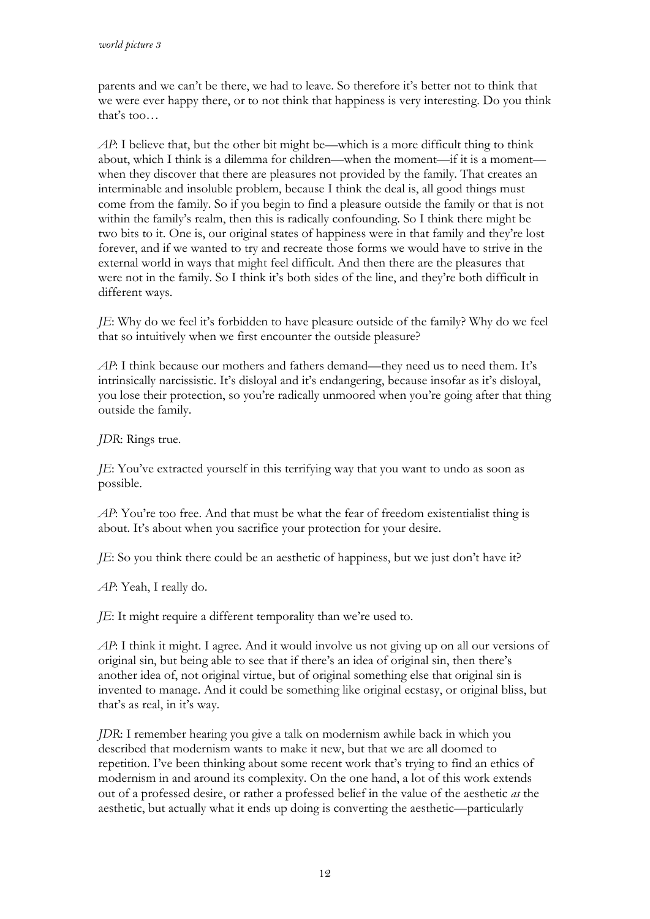parents and we can't be there, we had to leave. So therefore it's better not to think that we were ever happy there, or to not think that happiness is very interesting. Do you think that's too…

*AP*: I believe that, but the other bit might be—which is a more difficult thing to think about, which I think is a dilemma for children—when the moment—if it is a moment—when they discover that there are pleasures not provided by the family. That creates an interminable and insoluble problem, because I think the deal is, all good things must come from the family. So if you begin to find a pleasure outside the family or that is not within the family's realm, then this is radically confounding. So I think there might be two bits to it. One is, our original states of happiness were in that family and they're lost forever, and if we wanted to try and recreate those forms we would have to strive in the external world in ways that might feel difficult. And then there are the pleasures that were not in the family. So I think it's both sides of the line, and they're both difficult in different ways.

*JE*: Why do we feel it's forbidden to have pleasure outside of the family? Why do we feel that so intuitively when we first encounter the outside pleasure?

*AP*: I think because our mothers and fathers demand—they need us to need them. It's intrinsically narcissistic. It's disloyal and it's endangering, because insofar as it's disloyal, you lose their protection, so you're radically unmoored when you're going after that thing outside the family.

*JDR*: Rings true.

*JE*: You've extracted yourself in this terrifying way that you want to undo as soon as possible.

*AP*: You're too free. And that must be what the fear of freedom existentialist thing is about. It's about when you sacrifice your protection for your desire.

*JE*: So you think there could be an aesthetic of happiness, but we just don't have it?

*AP*: Yeah, I really do.

*JE*: It might require a different temporality than we're used to.

*AP*: I think it might. I agree. And it would involve us not giving up on all our versions of original sin, but being able to see that if there's an idea of original sin, then there's another idea of, not original virtue, but of original something else that original sin is invented to manage. And it could be something like original ecstasy, or original bliss, but that's as real, in it's way.

*JDR*: I remember hearing you give a talk on modernism awhile back in which you described that modernism wants to make it new, but that we are all doomed to repetition. I've been thinking about some recent work that's trying to find an ethics of modernism in and around its complexity. On the one hand, a lot of this work extends out of a professed desire, or rather a professed belief in the value of the aesthetic *as* the aesthetic, but actually what it ends up doing is converting the aesthetic—particularly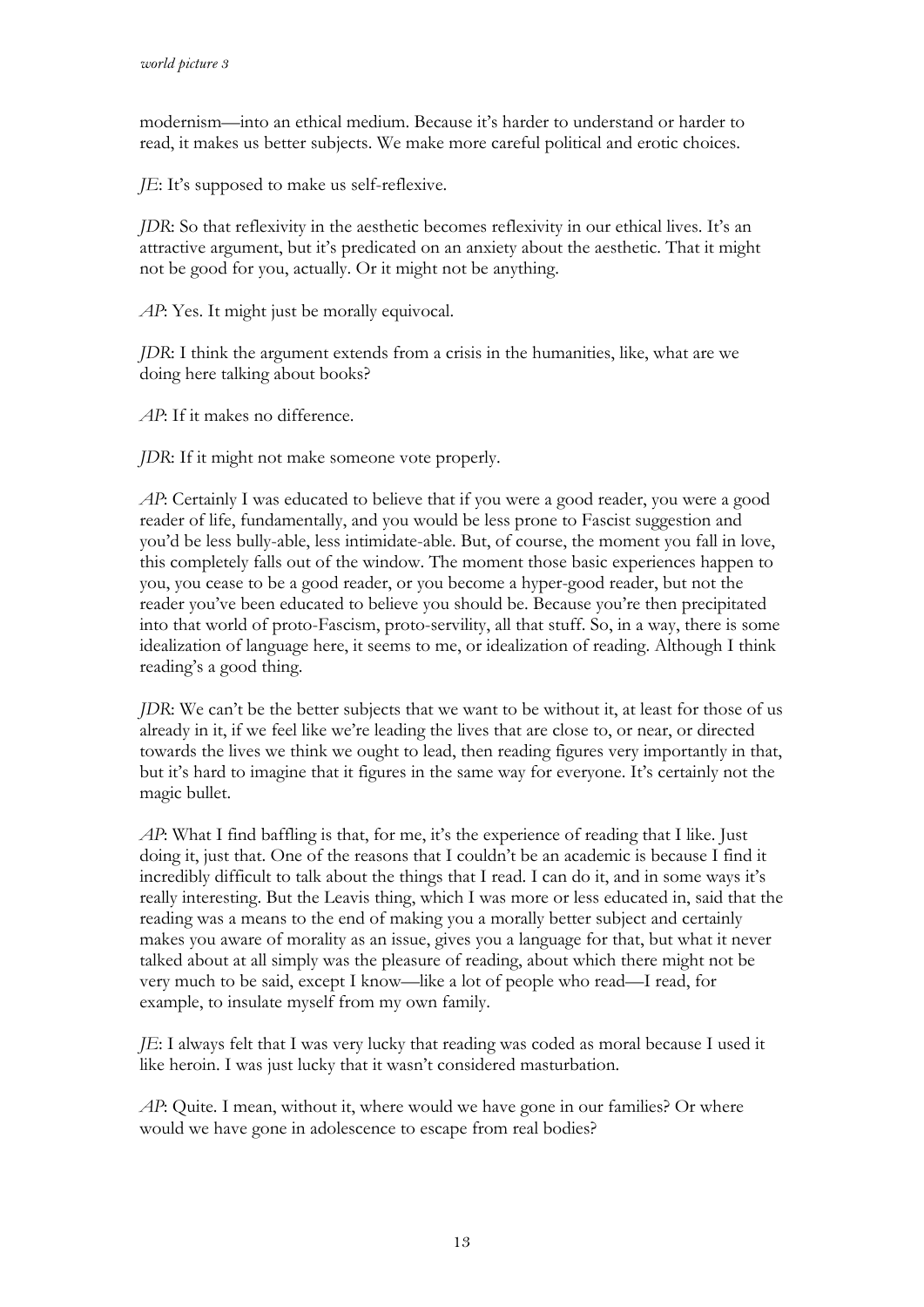modernism—into an ethical medium. Because it's harder to understand or harder to read, it makes us better subjects. We make more careful political and erotic choices.

*JE*: It's supposed to make us self-reflexive.

*JDR*: So that reflexivity in the aesthetic becomes reflexivity in our ethical lives. It's an attractive argument, but it's predicated on an anxiety about the aesthetic. That it might not be good for you, actually. Or it might not be anything.

*AP*: Yes. It might just be morally equivocal.

*JDR*: I think the argument extends from a crisis in the humanities, like, what are we doing here talking about books?

*AP*: If it makes no difference.

*JDR*: If it might not make someone vote properly.

*AP*: Certainly I was educated to believe that if you were a good reader, you were a good reader of life, fundamentally, and you would be less prone to Fascist suggestion and you'd be less bully-able, less intimidate-able. But, of course, the moment you fall in love, this completely falls out of the window. The moment those basic experiences happen to you, you cease to be a good reader, or you become a hyper-good reader, but not the reader you've been educated to believe you should be. Because you're then precipitated into that world of proto-Fascism, proto-servility, all that stuff. So, in a way, there is some idealization of language here, it seems to me, or idealization of reading. Although I think reading's a good thing.

*JDR*: We can't be the better subjects that we want to be without it, at least for those of us already in it, if we feel like we're leading the lives that are close to, or near, or directed towards the lives we think we ought to lead, then reading figures very importantly in that, but it's hard to imagine that it figures in the same way for everyone. It's certainly not the magic bullet.

*AP*: What I find baffling is that, for me, it's the experience of reading that I like. Just doing it, just that. One of the reasons that I couldn't be an academic is because I find it incredibly difficult to talk about the things that I read. I can do it, and in some ways it's really interesting. But the Leavis thing, which I was more or less educated in, said that the reading was a means to the end of making you a morally better subject and certainly makes you aware of morality as an issue, gives you a language for that, but what it never talked about at all simply was the pleasure of reading, about which there might not be very much to be said, except I know—like a lot of people who read—I read, for example, to insulate myself from my own family.

*JE*: I always felt that I was very lucky that reading was coded as moral because I used it like heroin. I was just lucky that it wasn't considered masturbation.

*AP*: Quite. I mean, without it, where would we have gone in our families? Or where would we have gone in adolescence to escape from real bodies?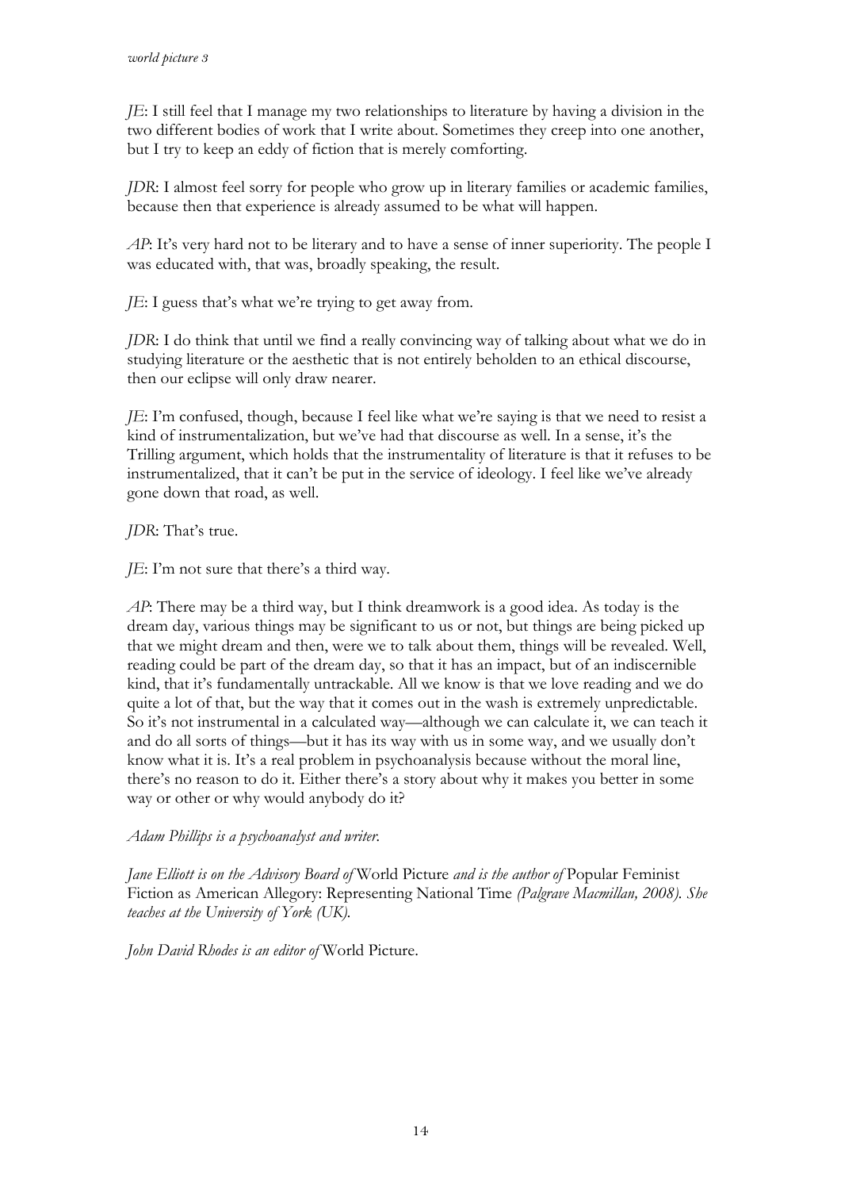*JE*: I still feel that I manage my two relationships to literature by having a division in the two different bodies of work that I write about. Sometimes they creep into one another, but I try to keep an eddy of fiction that is merely comforting.

*JDR*: I almost feel sorry for people who grow up in literary families or academic families, because then that experience is already assumed to be what will happen.

*AP*: It's very hard not to be literary and to have a sense of inner superiority. The people I was educated with, that was, broadly speaking, the result.

*JE*: I guess that's what we're trying to get away from.

*JDR*: I do think that until we find a really convincing way of talking about what we do in studying literature or the aesthetic that is not entirely beholden to an ethical discourse, then our eclipse will only draw nearer.

*JE*: I'm confused, though, because I feel like what we're saying is that we need to resist a kind of instrumentalization, but we've had that discourse as well. In a sense, it's the Trilling argument, which holds that the instrumentality of literature is that it refuses to be instrumentalized, that it can't be put in the service of ideology. I feel like we've already gone down that road, as well.

*JDR*: That's true.

*JE*: I'm not sure that there's a third way.

*AP*: There may be a third way, but I think dreamwork is a good idea. As today is the dream day, various things may be significant to us or not, but things are being picked up that we might dream and then, were we to talk about them, things will be revealed. Well, reading could be part of the dream day, so that it has an impact, but of an indiscernible kind, that it's fundamentally untrackable. All we know is that we love reading and we do quite a lot of that, but the way that it comes out in the wash is extremely unpredictable. So it's not instrumental in a calculated way—although we can calculate it, we can teach it and do all sorts of things—but it has its way with us in some way, and we usually don't know what it is. It's a real problem in psychoanalysis because without the moral line, there's no reason to do it. Either there's a story about why it makes you better in some way or other or why would anybody do it?

*Adam Phillips is a psychoanalyst and writer.*

*Jane Elliott is on the Advisory Board of* World Picture *and is the author of* Popular Feminist Fiction as American Allegory: Representing National Time *(Palgrave Macmillan, 2008). She teaches at the University of York (UK).*

*John David Rhodes is an editor of* World Picture.